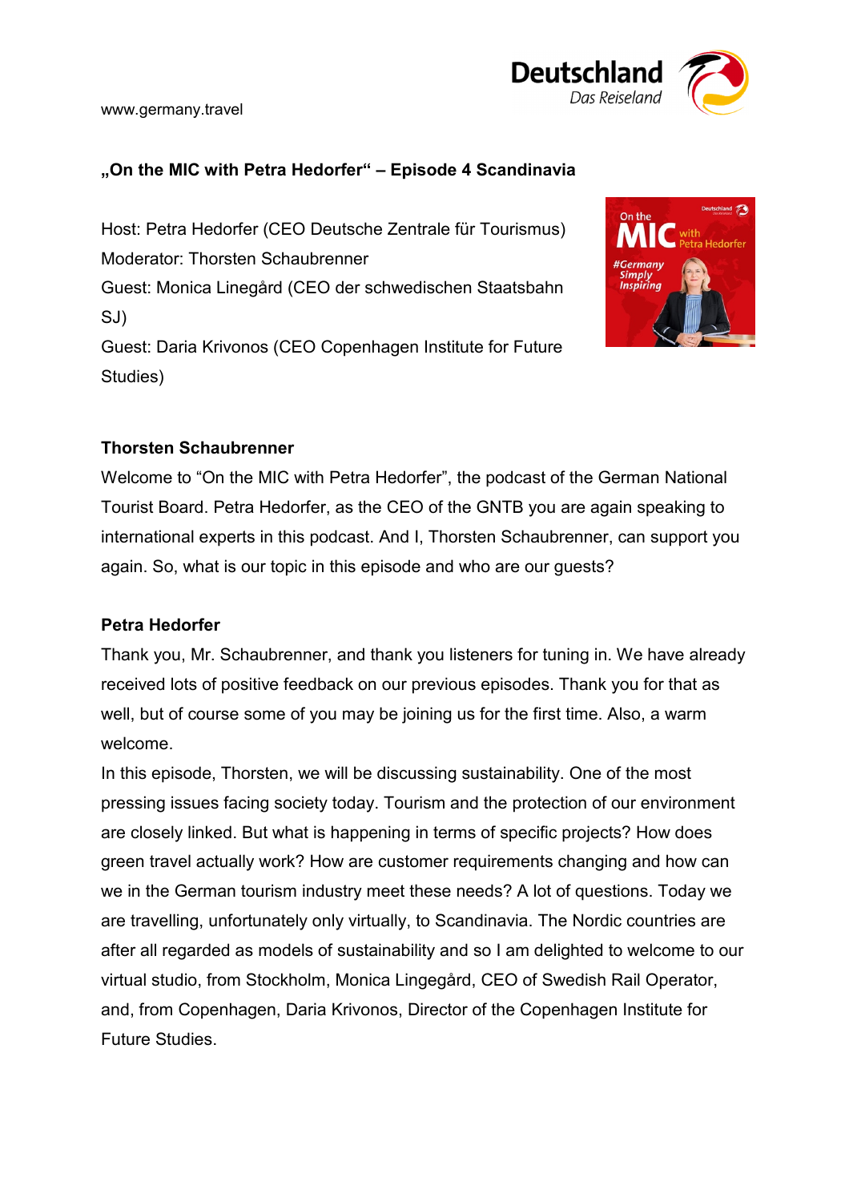www.germany.travel

## „On the MIC with Petra Hedorfer“ – Episode 4 Scandinavia

Host: Petra Hedorfer (CEO Deutsche Zentrale für Tourismus)
Moderator: Thorsten Schaubrenner
Guest: Monica Linegård (CEO der schwedischen Staatsbahn SJ)
Guest: Daria Krivonos (CEO Copenhagen Institute for Future Studies)

**Thorsten Schaubrenner**

Welcome to “On the MIC with Petra Hedorfer”, the podcast of the German National Tourist Board. Petra Hedorfer, as the CEO of the GNTB you are again speaking to international experts in this podcast. And I, Thorsten Schaubrenner, can support you again. So, what is our topic in this episode and who are our guests?

**Petra Hedorfer**

Thank you, Mr. Schaubrenner, and thank you listeners for tuning in. We have already received lots of positive feedback on our previous episodes. Thank you for that as well, but of course some of you may be joining us for the first time. Also, a warm welcome.

In this episode, Thorsten, we will be discussing sustainability. One of the most pressing issues facing society today. Tourism and the protection of our environment are closely linked. But what is happening in terms of specific projects? How does green travel actually work? How are customer requirements changing and how can we in the German tourism industry meet these needs? A lot of questions. Today we are travelling, unfortunately only virtually, to Scandinavia. The Nordic countries are after all regarded as models of sustainability and so I am delighted to welcome to our virtual studio, from Stockholm, Monica Lingegård, CEO of Swedish Rail Operator, and, from Copenhagen, Daria Krivonos, Director of the Copenhagen Institute for Future Studies.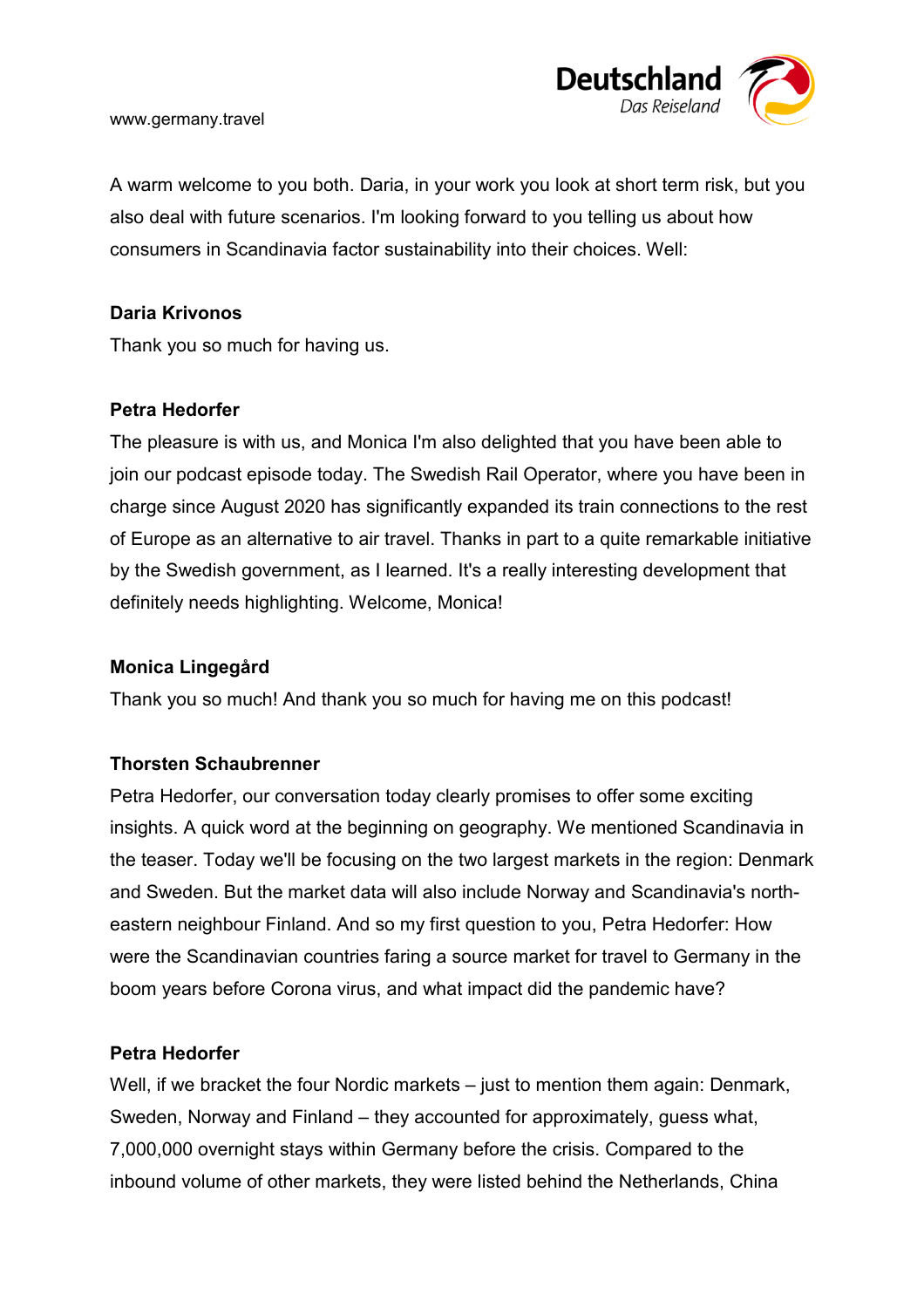A warm welcome to you both. Daria, in your work you look at short term risk, but you also deal with future scenarios. I'm looking forward to you telling us about how consumers in Scandinavia factor sustainability into their choices. Well:

**Daria Krivonos**

Thank you so much for having us.

**Petra Hedorfer**

The pleasure is with us, and Monica I'm also delighted that you have been able to join our podcast episode today. The Swedish Rail Operator, where you have been in charge since August 2020 has significantly expanded its train connections to the rest of Europe as an alternative to air travel. Thanks in part to a quite remarkable initiative by the Swedish government, as I learned. It's a really interesting development that definitely needs highlighting. Welcome, Monica!

**Monica Lingegård**

Thank you so much! And thank you so much for having me on this podcast!

**Thorsten Schaubrenner**

Petra Hedorfer, our conversation today clearly promises to offer some exciting insights. A quick word at the beginning on geography. We mentioned Scandinavia in the teaser. Today we'll be focusing on the two largest markets in the region: Denmark and Sweden. But the market data will also include Norway and Scandinavia's north-eastern neighbour Finland. And so my first question to you, Petra Hedorfer: How were the Scandinavian countries faring a source market for travel to Germany in the boom years before Corona virus, and what impact did the pandemic have?

**Petra Hedorfer**

Well, if we bracket the four Nordic markets – just to mention them again: Denmark, Sweden, Norway and Finland – they accounted for approximately, guess what, 7,000,000 overnight stays within Germany before the crisis. Compared to the inbound volume of other markets, they were listed behind the Netherlands, China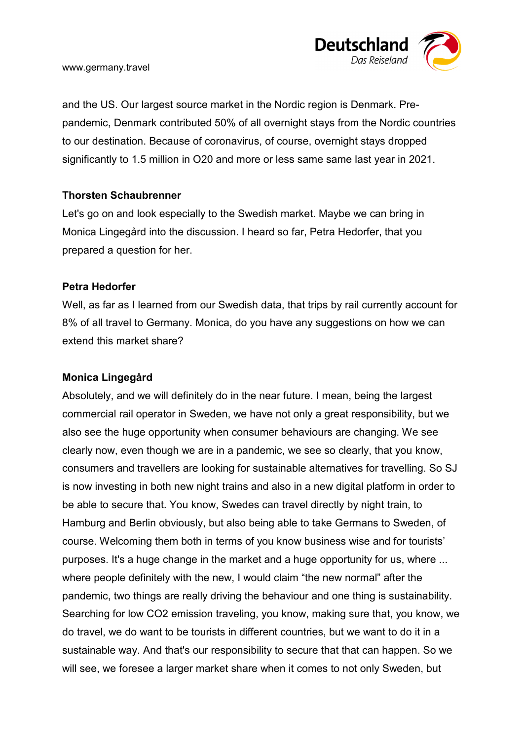and the US. Our largest source market in the Nordic region is Denmark. Pre-pandemic, Denmark contributed 50% of all overnight stays from the Nordic countries to our destination. Because of coronavirus, of course, overnight stays dropped significantly to 1.5 million in O20 and more or less same same last year in 2021.

**Thorsten Schaubrenner**

Let's go on and look especially to the Swedish market. Maybe we can bring in Monica Lingegård into the discussion. I heard so far, Petra Hedorfer, that you prepared a question for her.

**Petra Hedorfer**

Well, as far as I learned from our Swedish data, that trips by rail currently account for 8% of all travel to Germany. Monica, do you have any suggestions on how we can extend this market share?

**Monica Lingegård**

Absolutely, and we will definitely do in the near future. I mean, being the largest commercial rail operator in Sweden, we have not only a great responsibility, but we also see the huge opportunity when consumer behaviours are changing. We see clearly now, even though we are in a pandemic, we see so clearly, that you know, consumers and travellers are looking for sustainable alternatives for travelling. So SJ is now investing in both new night trains and also in a new digital platform in order to be able to secure that. You know, Swedes can travel directly by night train, to Hamburg and Berlin obviously, but also being able to take Germans to Sweden, of course. Welcoming them both in terms of you know business wise and for tourists' purposes. It's a huge change in the market and a huge opportunity for us, where ... where people definitely with the new, I would claim "the new normal" after the pandemic, two things are really driving the behaviour and one thing is sustainability. Searching for low CO2 emission traveling, you know, making sure that, you know, we do travel, we do want to be tourists in different countries, but we want to do it in a sustainable way. And that's our responsibility to secure that that can happen. So we will see, we foresee a larger market share when it comes to not only Sweden, but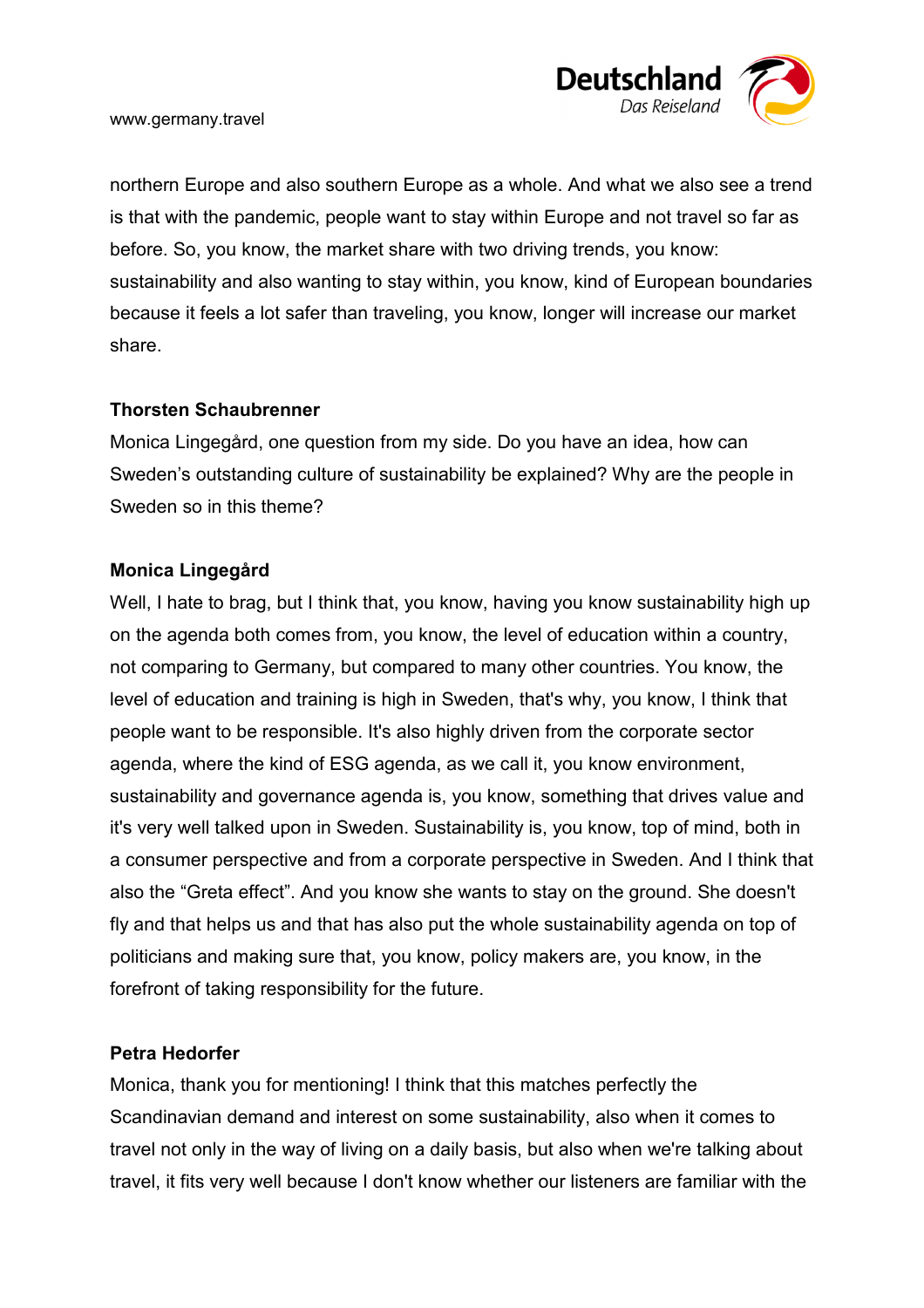northern Europe and also southern Europe as a whole. And what we also see a trend is that with the pandemic, people want to stay within Europe and not travel so far as before. So, you know, the market share with two driving trends, you know: sustainability and also wanting to stay within, you know, kind of European boundaries because it feels a lot safer than traveling, you know, longer will increase our market share.

**Thorsten Schaubrenner**
Monica Lingegård, one question from my side. Do you have an idea, how can Sweden's outstanding culture of sustainability be explained? Why are the people in Sweden so in this theme?

**Monica Lingegård**
Well, I hate to brag, but I think that, you know, having you know sustainability high up on the agenda both comes from, you know, the level of education within a country, not comparing to Germany, but compared to many other countries. You know, the level of education and training is high in Sweden, that's why, you know, I think that people want to be responsible. It's also highly driven from the corporate sector agenda, where the kind of ESG agenda, as we call it, you know environment, sustainability and governance agenda is, you know, something that drives value and it's very well talked upon in Sweden. Sustainability is, you know, top of mind, both in a consumer perspective and from a corporate perspective in Sweden. And I think that also the "Greta effect". And you know she wants to stay on the ground. She doesn't fly and that helps us and that has also put the whole sustainability agenda on top of politicians and making sure that, you know, policy makers are, you know, in the forefront of taking responsibility for the future.

**Petra Hedorfer**
Monica, thank you for mentioning! I think that this matches perfectly the Scandinavian demand and interest on some sustainability, also when it comes to travel not only in the way of living on a daily basis, but also when we're talking about travel, it fits very well because I don't know whether our listeners are familiar with the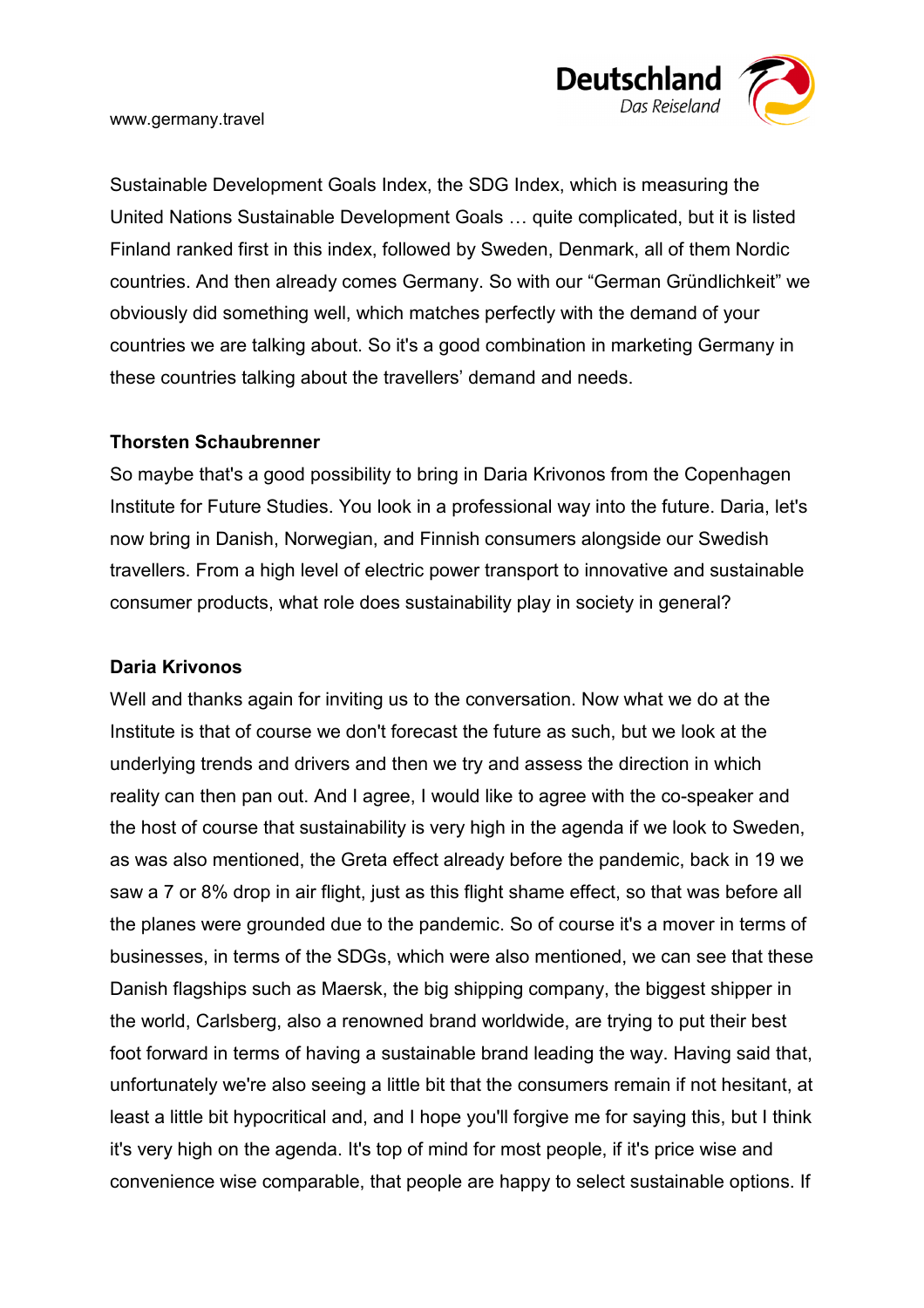Sustainable Development Goals Index, the SDG Index, which is measuring the United Nations Sustainable Development Goals … quite complicated, but it is listed Finland ranked first in this index, followed by Sweden, Denmark, all of them Nordic countries. And then already comes Germany. So with our “German Gründlichkeit” we obviously did something well, which matches perfectly with the demand of your countries we are talking about. So it's a good combination in marketing Germany in these countries talking about the travellers' demand and needs.

**Thorsten Schaubrenner**

So maybe that's a good possibility to bring in Daria Krivonos from the Copenhagen Institute for Future Studies. You look in a professional way into the future. Daria, let's now bring in Danish, Norwegian, and Finnish consumers alongside our Swedish travellers. From a high level of electric power transport to innovative and sustainable consumer products, what role does sustainability play in society in general?

**Daria Krivonos**

Well and thanks again for inviting us to the conversation. Now what we do at the Institute is that of course we don't forecast the future as such, but we look at the underlying trends and drivers and then we try and assess the direction in which reality can then pan out. And I agree, I would like to agree with the co-speaker and the host of course that sustainability is very high in the agenda if we look to Sweden, as was also mentioned, the Greta effect already before the pandemic, back in 19 we saw a 7 or 8% drop in air flight, just as this flight shame effect, so that was before all the planes were grounded due to the pandemic. So of course it's a mover in terms of businesses, in terms of the SDGs, which were also mentioned, we can see that these Danish flagships such as Maersk, the big shipping company, the biggest shipper in the world, Carlsberg, also a renowned brand worldwide, are trying to put their best foot forward in terms of having a sustainable brand leading the way. Having said that, unfortunately we're also seeing a little bit that the consumers remain if not hesitant, at least a little bit hypocritical and, and I hope you'll forgive me for saying this, but I think it's very high on the agenda. It's top of mind for most people, if it's price wise and convenience wise comparable, that people are happy to select sustainable options. If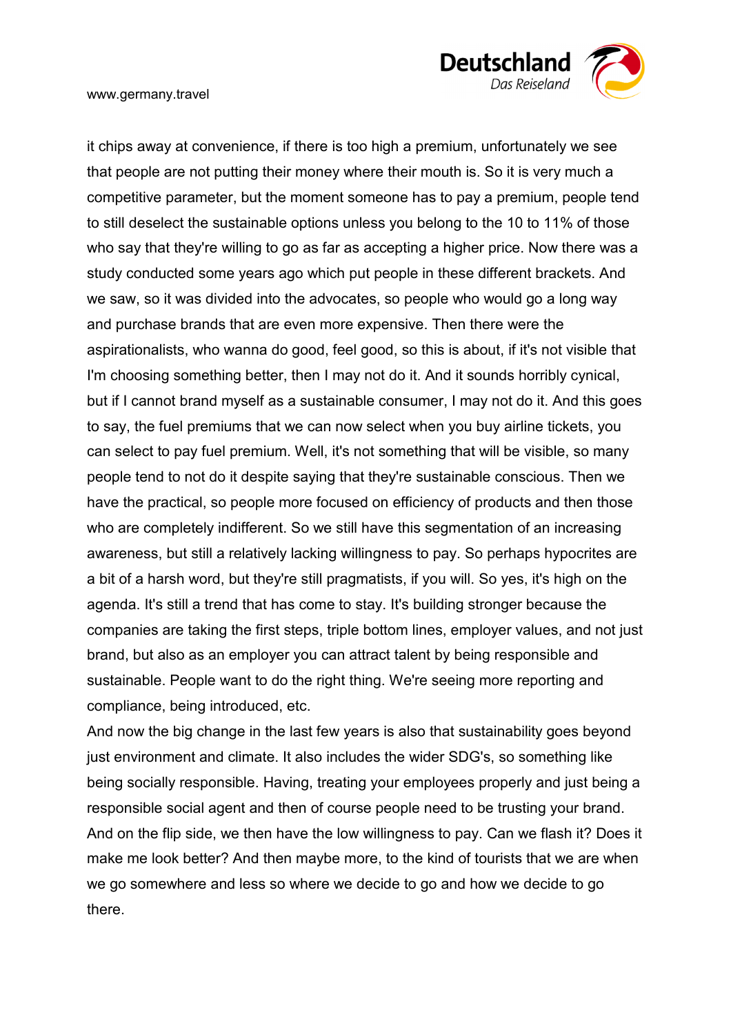it chips away at convenience, if there is too high a premium, unfortunately we see that people are not putting their money where their mouth is. So it is very much a competitive parameter, but the moment someone has to pay a premium, people tend to still deselect the sustainable options unless you belong to the 10 to 11% of those who say that they're willing to go as far as accepting a higher price. Now there was a study conducted some years ago which put people in these different brackets. And we saw, so it was divided into the advocates, so people who would go a long way and purchase brands that are even more expensive. Then there were the aspirationalists, who wanna do good, feel good, so this is about, if it's not visible that I'm choosing something better, then I may not do it. And it sounds horribly cynical, but if I cannot brand myself as a sustainable consumer, I may not do it. And this goes to say, the fuel premiums that we can now select when you buy airline tickets, you can select to pay fuel premium. Well, it's not something that will be visible, so many people tend to not do it despite saying that they're sustainable conscious. Then we have the practical, so people more focused on efficiency of products and then those who are completely indifferent. So we still have this segmentation of an increasing awareness, but still a relatively lacking willingness to pay. So perhaps hypocrites are a bit of a harsh word, but they're still pragmatists, if you will. So yes, it's high on the agenda. It's still a trend that has come to stay. It's building stronger because the companies are taking the first steps, triple bottom lines, employer values, and not just brand, but also as an employer you can attract talent by being responsible and sustainable. People want to do the right thing. We're seeing more reporting and compliance, being introduced, etc.

And now the big change in the last few years is also that sustainability goes beyond just environment and climate. It also includes the wider SDG's, so something like being socially responsible. Having, treating your employees properly and just being a responsible social agent and then of course people need to be trusting your brand. And on the flip side, we then have the low willingness to pay. Can we flash it? Does it make me look better? And then maybe more, to the kind of tourists that we are when we go somewhere and less so where we decide to go and how we decide to go there.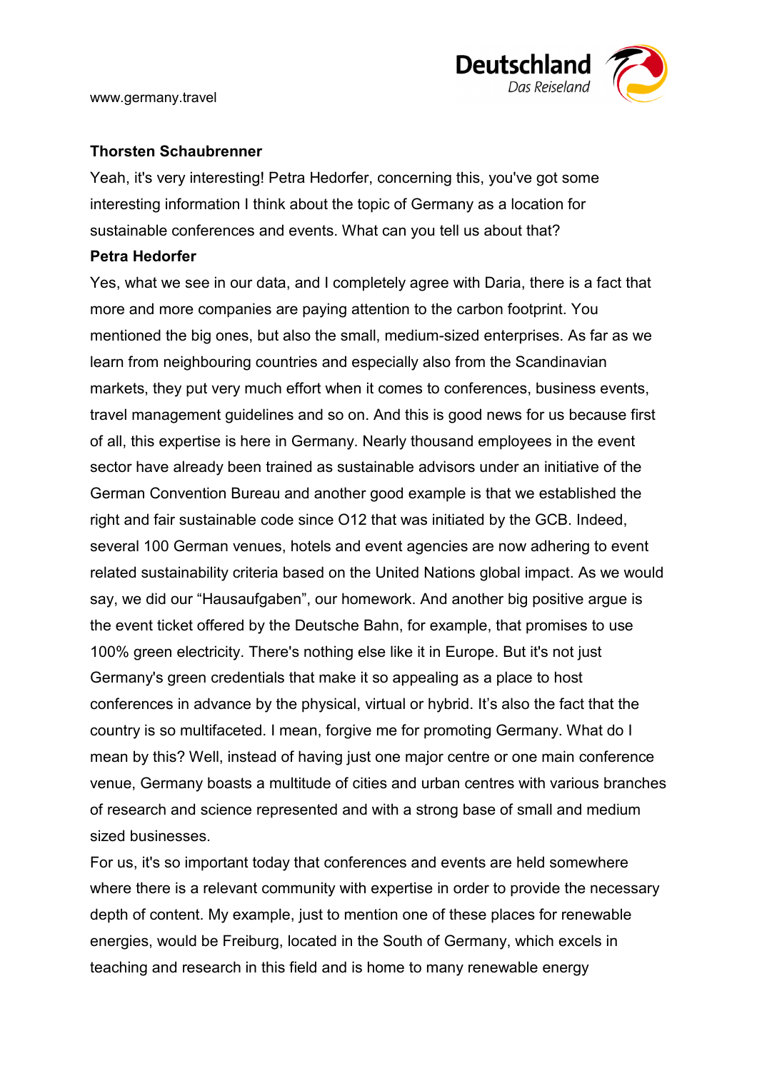**Thorsten Schaubrenner**

Yeah, it's very interesting! Petra Hedorfer, concerning this, you've got some interesting information I think about the topic of Germany as a location for sustainable conferences and events. What can you tell us about that?

**Petra Hedorfer**

Yes, what we see in our data, and I completely agree with Daria, there is a fact that more and more companies are paying attention to the carbon footprint. You mentioned the big ones, but also the small, medium-sized enterprises. As far as we learn from neighbouring countries and especially also from the Scandinavian markets, they put very much effort when it comes to conferences, business events, travel management guidelines and so on. And this is good news for us because first of all, this expertise is here in Germany. Nearly thousand employees in the event sector have already been trained as sustainable advisors under an initiative of the German Convention Bureau and another good example is that we established the right and fair sustainable code since O12 that was initiated by the GCB. Indeed, several 100 German venues, hotels and event agencies are now adhering to event related sustainability criteria based on the United Nations global impact. As we would say, we did our “Hausaufgaben”, our homework. And another big positive argue is the event ticket offered by the Deutsche Bahn, for example, that promises to use 100% green electricity. There's nothing else like it in Europe. But it's not just Germany's green credentials that make it so appealing as a place to host conferences in advance by the physical, virtual or hybrid. It’s also the fact that the country is so multifaceted. I mean, forgive me for promoting Germany. What do I mean by this? Well, instead of having just one major centre or one main conference venue, Germany boasts a multitude of cities and urban centres with various branches of research and science represented and with a strong base of small and medium sized businesses.

For us, it's so important today that conferences and events are held somewhere where there is a relevant community with expertise in order to provide the necessary depth of content. My example, just to mention one of these places for renewable energies, would be Freiburg, located in the South of Germany, which excels in teaching and research in this field and is home to many renewable energy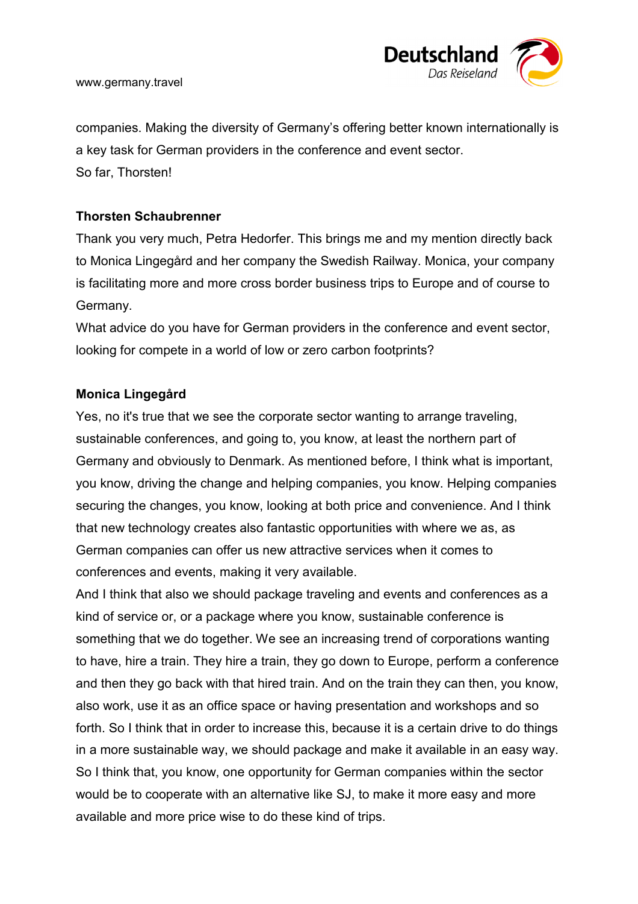companies. Making the diversity of Germany's offering better known internationally is a key task for German providers in the conference and event sector.
So far, Thorsten!

**Thorsten Schaubrenner**

Thank you very much, Petra Hedorfer. This brings me and my mention directly back to Monica Lingegård and her company the Swedish Railway. Monica, your company is facilitating more and more cross border business trips to Europe and of course to Germany.
What advice do you have for German providers in the conference and event sector, looking for compete in a world of low or zero carbon footprints?

**Monica Lingegård**

Yes, no it's true that we see the corporate sector wanting to arrange traveling, sustainable conferences, and going to, you know, at least the northern part of Germany and obviously to Denmark. As mentioned before, I think what is important, you know, driving the change and helping companies, you know. Helping companies securing the changes, you know, looking at both price and convenience. And I think that new technology creates also fantastic opportunities with where we as, as German companies can offer us new attractive services when it comes to conferences and events, making it very available.
And I think that also we should package traveling and events and conferences as a kind of service or, or a package where you know, sustainable conference is something that we do together. We see an increasing trend of corporations wanting to have, hire a train. They hire a train, they go down to Europe, perform a conference and then they go back with that hired train. And on the train they can then, you know, also work, use it as an office space or having presentation and workshops and so forth. So I think that in order to increase this, because it is a certain drive to do things in a more sustainable way, we should package and make it available in an easy way. So I think that, you know, one opportunity for German companies within the sector would be to cooperate with an alternative like SJ, to make it more easy and more available and more price wise to do these kind of trips.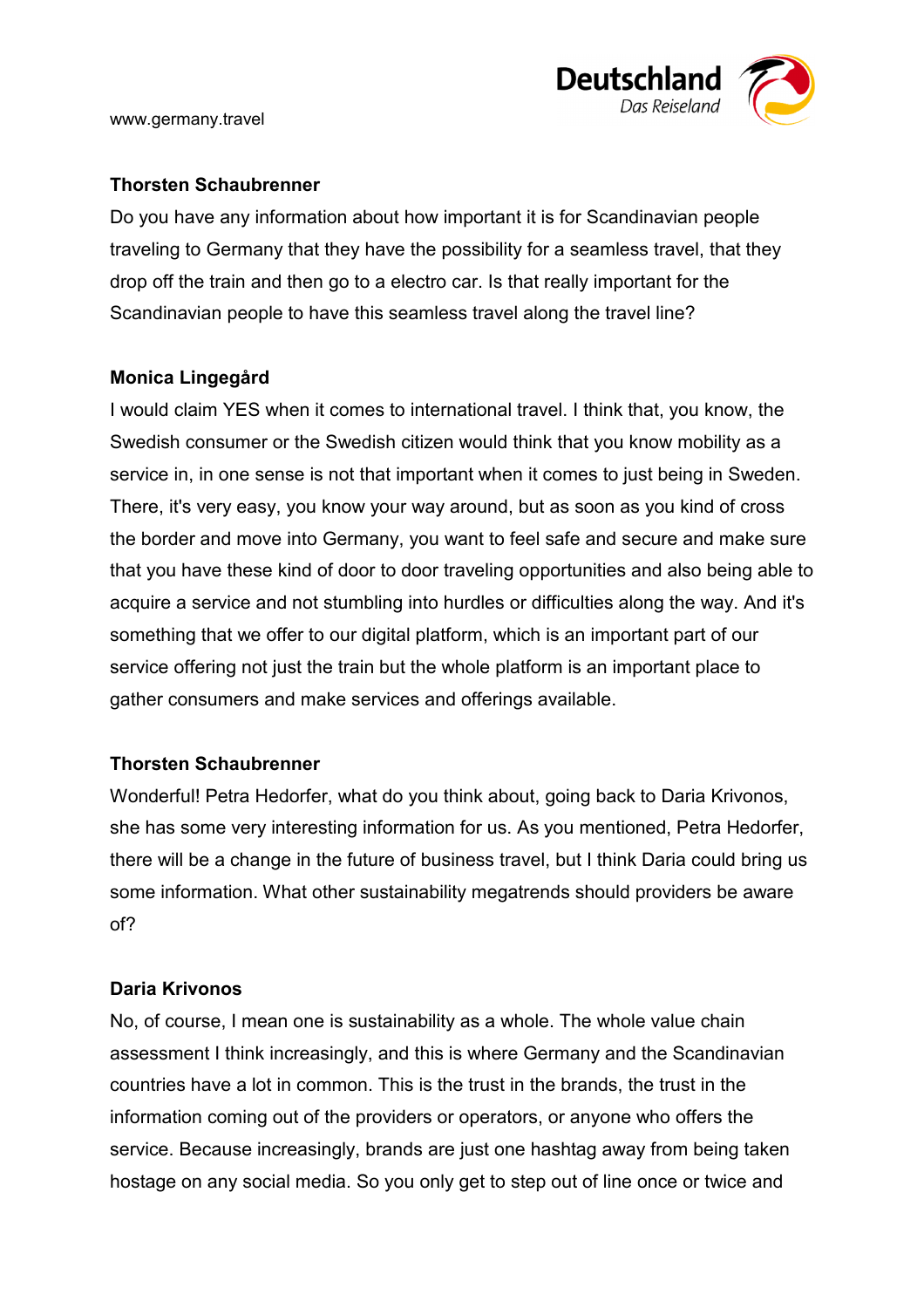**Thorsten Schaubrenner**

Do you have any information about how important it is for Scandinavian people traveling to Germany that they have the possibility for a seamless travel, that they drop off the train and then go to a electro car. Is that really important for the Scandinavian people to have this seamless travel along the travel line?

**Monica Lingegård**

I would claim YES when it comes to international travel. I think that, you know, the Swedish consumer or the Swedish citizen would think that you know mobility as a service in, in one sense is not that important when it comes to just being in Sweden. There, it's very easy, you know your way around, but as soon as you kind of cross the border and move into Germany, you want to feel safe and secure and make sure that you have these kind of door to door traveling opportunities and also being able to acquire a service and not stumbling into hurdles or difficulties along the way. And it's something that we offer to our digital platform, which is an important part of our service offering not just the train but the whole platform is an important place to gather consumers and make services and offerings available.

**Thorsten Schaubrenner**

Wonderful! Petra Hedorfer, what do you think about, going back to Daria Krivonos, she has some very interesting information for us. As you mentioned, Petra Hedorfer, there will be a change in the future of business travel, but I think Daria could bring us some information. What other sustainability megatrends should providers be aware of?

**Daria Krivonos**

No, of course, I mean one is sustainability as a whole. The whole value chain assessment I think increasingly, and this is where Germany and the Scandinavian countries have a lot in common. This is the trust in the brands, the trust in the information coming out of the providers or operators, or anyone who offers the service. Because increasingly, brands are just one hashtag away from being taken hostage on any social media. So you only get to step out of line once or twice and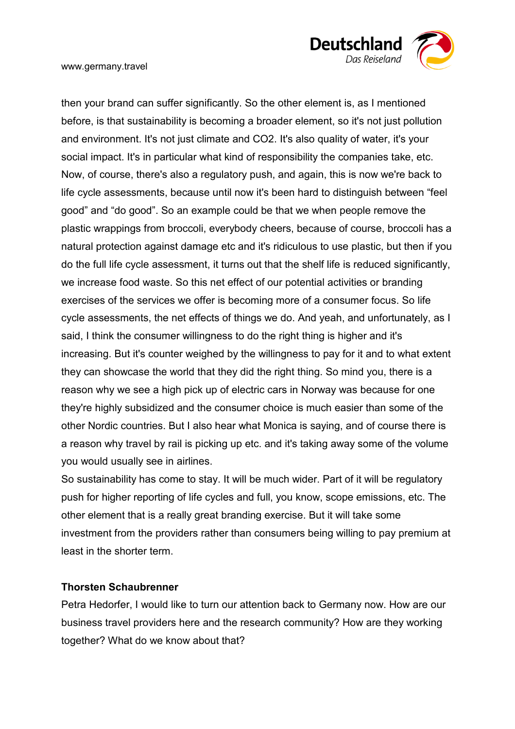then your brand can suffer significantly. So the other element is, as I mentioned before, is that sustainability is becoming a broader element, so it's not just pollution and environment. It's not just climate and $CO_2$. It's also quality of water, it's your social impact. It's in particular what kind of responsibility the companies take, etc. Now, of course, there's also a regulatory push, and again, this is now we're back to life cycle assessments, because until now it's been hard to distinguish between "feel good" and "do good". So an example could be that we when people remove the plastic wrappings from broccoli, everybody cheers, because of course, broccoli has a natural protection against damage etc and it's ridiculous to use plastic, but then if you do the full life cycle assessment, it turns out that the shelf life is reduced significantly, we increase food waste. So this net effect of our potential activities or branding exercises of the services we offer is becoming more of a consumer focus. So life cycle assessments, the net effects of things we do. And yeah, and unfortunately, as I said, I think the consumer willingness to do the right thing is higher and it's increasing. But it's counter weighed by the willingness to pay for it and to what extent they can showcase the world that they did the right thing. So mind you, there is a reason why we see a high pick up of electric cars in Norway was because for one they're highly subsidized and the consumer choice is much easier than some of the other Nordic countries. But I also hear what Monica is saying, and of course there is a reason why travel by rail is picking up etc. and it's taking away some of the volume you would usually see in airlines.

So sustainability has come to stay. It will be much wider. Part of it will be regulatory push for higher reporting of life cycles and full, you know, scope emissions, etc. The other element that is a really great branding exercise. But it will take some investment from the providers rather than consumers being willing to pay premium at least in the shorter term.

**Thorsten Schaubrenner**

Petra Hedorfer, I would like to turn our attention back to Germany now. How are our business travel providers here and the research community? How are they working together? What do we know about that?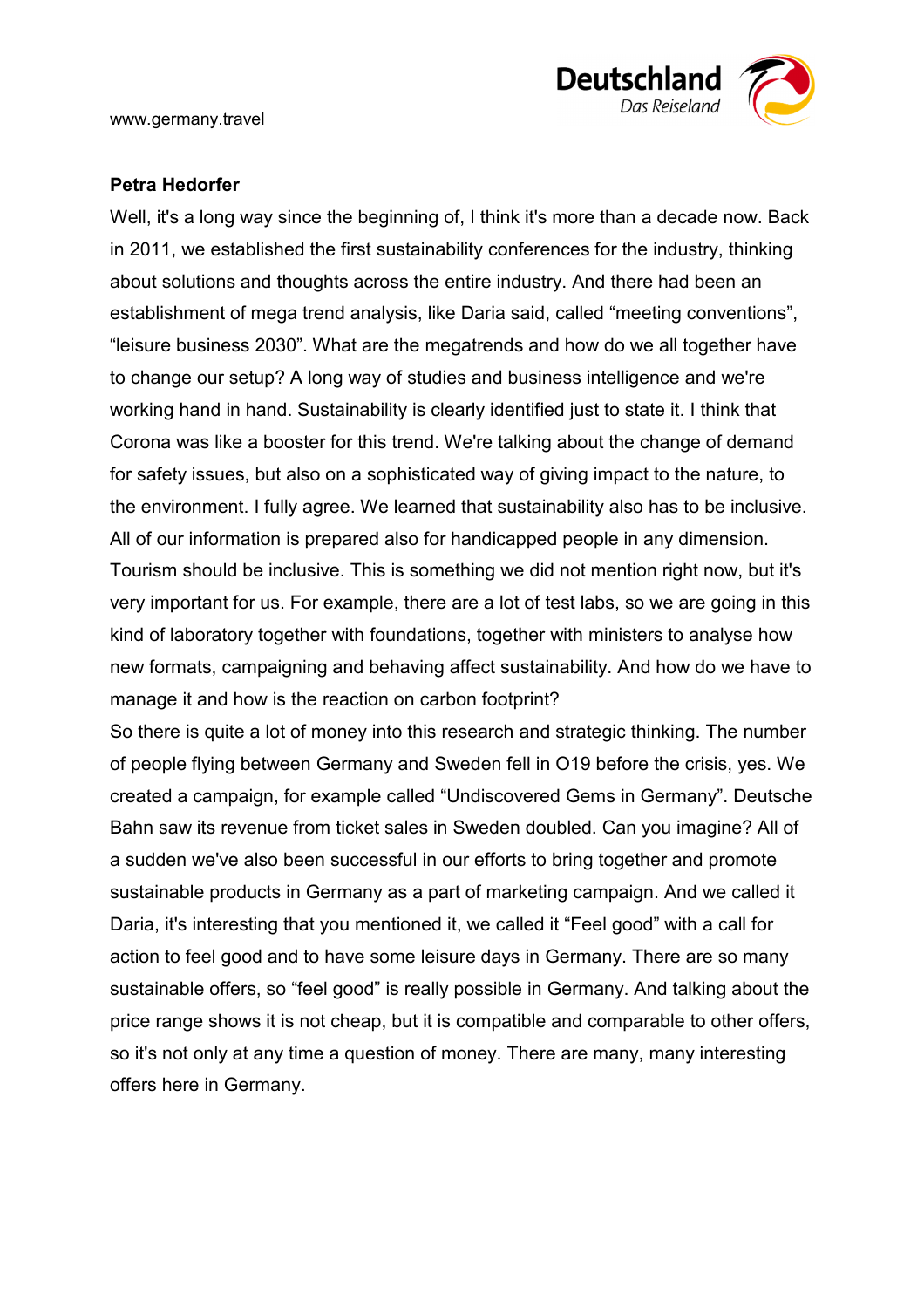**Petra Hedorfer**

Well, it's a long way since the beginning of, I think it's more than a decade now. Back in 2011, we established the first sustainability conferences for the industry, thinking about solutions and thoughts across the entire industry. And there had been an establishment of mega trend analysis, like Daria said, called "meeting conventions", "leisure business 2030". What are the megatrends and how do we all together have to change our setup? A long way of studies and business intelligence and we're working hand in hand. Sustainability is clearly identified just to state it. I think that Corona was like a booster for this trend. We're talking about the change of demand for safety issues, but also on a sophisticated way of giving impact to the nature, to the environment. I fully agree. We learned that sustainability also has to be inclusive. All of our information is prepared also for handicapped people in any dimension. Tourism should be inclusive. This is something we did not mention right now, but it's very important for us. For example, there are a lot of test labs, so we are going in this kind of laboratory together with foundations, together with ministers to analyse how new formats, campaigning and behaving affect sustainability. And how do we have to manage it and how is the reaction on carbon footprint?

So there is quite a lot of money into this research and strategic thinking. The number of people flying between Germany and Sweden fell in O19 before the crisis, yes. We created a campaign, for example called "Undiscovered Gems in Germany". Deutsche Bahn saw its revenue from ticket sales in Sweden doubled. Can you imagine? All of a sudden we've also been successful in our efforts to bring together and promote sustainable products in Germany as a part of marketing campaign. And we called it Daria, it's interesting that you mentioned it, we called it "Feel good" with a call for action to feel good and to have some leisure days in Germany. There are so many sustainable offers, so "feel good" is really possible in Germany. And talking about the price range shows it is not cheap, but it is compatible and comparable to other offers, so it's not only at any time a question of money. There are many, many interesting offers here in Germany.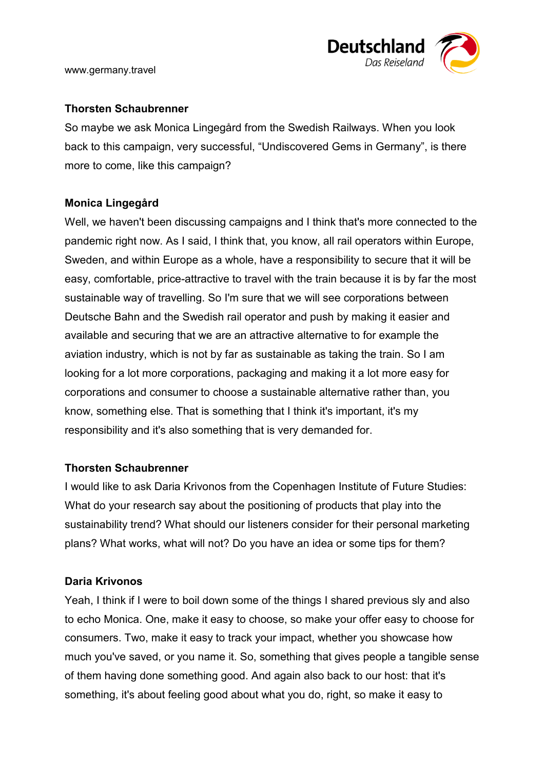**Thorsten Schaubrenner**

So maybe we ask Monica Lingegård from the Swedish Railways. When you look back to this campaign, very successful, “Undiscovered Gems in Germany”, is there more to come, like this campaign?

**Monica Lingegård**

Well, we haven't been discussing campaigns and I think that's more connected to the pandemic right now. As I said, I think that, you know, all rail operators within Europe, Sweden, and within Europe as a whole, have a responsibility to secure that it will be easy, comfortable, price-attractive to travel with the train because it is by far the most sustainable way of travelling. So I'm sure that we will see corporations between Deutsche Bahn and the Swedish rail operator and push by making it easier and available and securing that we are an attractive alternative to for example the aviation industry, which is not by far as sustainable as taking the train. So I am looking for a lot more corporations, packaging and making it a lot more easy for corporations and consumer to choose a sustainable alternative rather than, you know, something else. That is something that I think it's important, it's my responsibility and it's also something that is very demanded for.

**Thorsten Schaubrenner**

I would like to ask Daria Krivonos from the Copenhagen Institute of Future Studies: What do your research say about the positioning of products that play into the sustainability trend? What should our listeners consider for their personal marketing plans? What works, what will not? Do you have an idea or some tips for them?

**Daria Krivonos**

Yeah, I think if I were to boil down some of the things I shared previous sly and also to echo Monica. One, make it easy to choose, so make your offer easy to choose for consumers. Two, make it easy to track your impact, whether you showcase how much you've saved, or you name it. So, something that gives people a tangible sense of them having done something good. And again also back to our host: that it's something, it's about feeling good about what you do, right, so make it easy to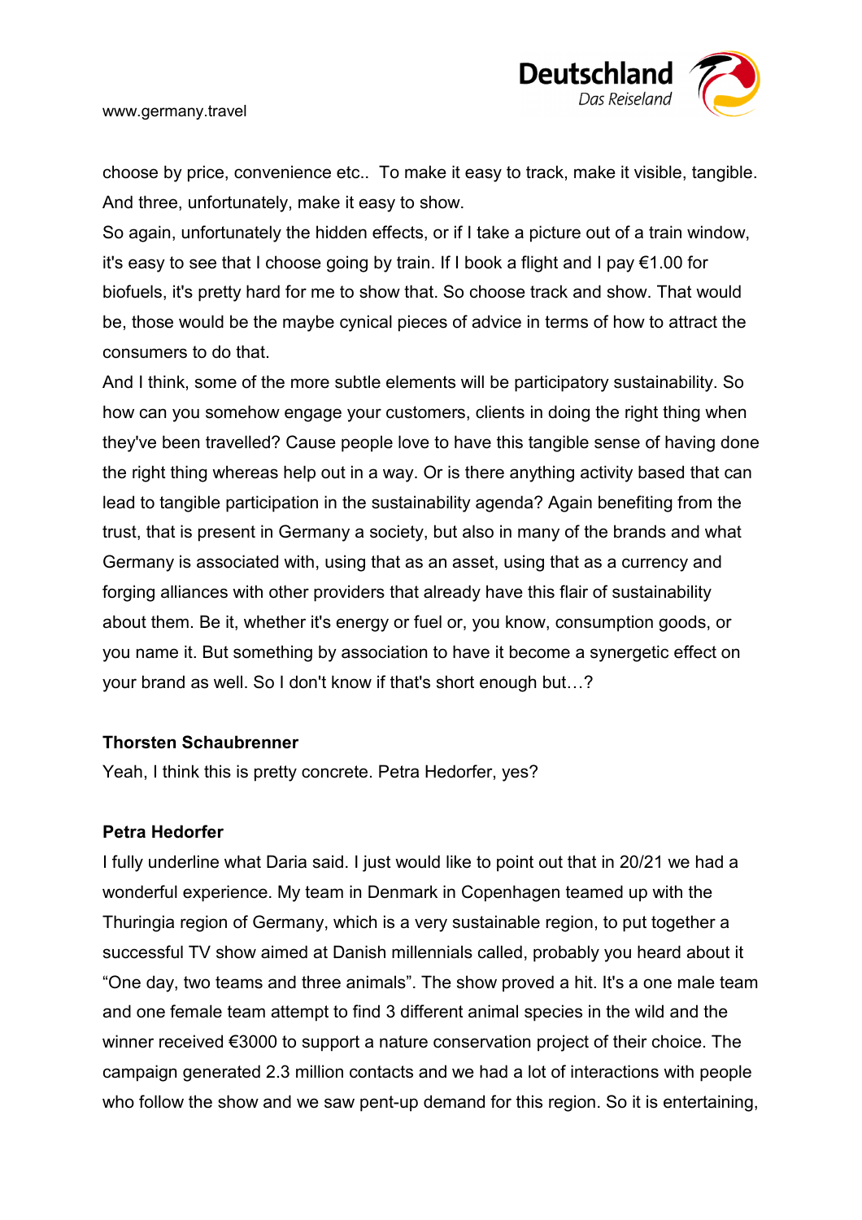choose by price, convenience etc.. To make it easy to track, make it visible, tangible. And three, unfortunately, make it easy to show.
So again, unfortunately the hidden effects, or if I take a picture out of a train window, it's easy to see that I choose going by train. If I book a flight and I pay €1.00 for biofuels, it's pretty hard for me to show that. So choose track and show. That would be, those would be the maybe cynical pieces of advice in terms of how to attract the consumers to do that.
And I think, some of the more subtle elements will be participatory sustainability. So how can you somehow engage your customers, clients in doing the right thing when they've been travelled? Cause people love to have this tangible sense of having done the right thing whereas help out in a way. Or is there anything activity based that can lead to tangible participation in the sustainability agenda? Again benefiting from the trust, that is present in Germany a society, but also in many of the brands and what Germany is associated with, using that as an asset, using that as a currency and forging alliances with other providers that already have this flair of sustainability about them. Be it, whether it's energy or fuel or, you know, consumption goods, or you name it. But something by association to have it become a synergetic effect on your brand as well. So I don't know if that's short enough but…?

**Thorsten Schaubrenner**
Yeah, I think this is pretty concrete. Petra Hedorfer, yes?

**Petra Hedorfer**
I fully underline what Daria said. I just would like to point out that in 20/21 we had a wonderful experience. My team in Denmark in Copenhagen teamed up with the Thuringia region of Germany, which is a very sustainable region, to put together a successful TV show aimed at Danish millennials called, probably you heard about it "One day, two teams and three animals". The show proved a hit. It's a one male team and one female team attempt to find 3 different animal species in the wild and the winner received €3000 to support a nature conservation project of their choice. The campaign generated 2.3 million contacts and we had a lot of interactions with people who follow the show and we saw pent-up demand for this region. So it is entertaining,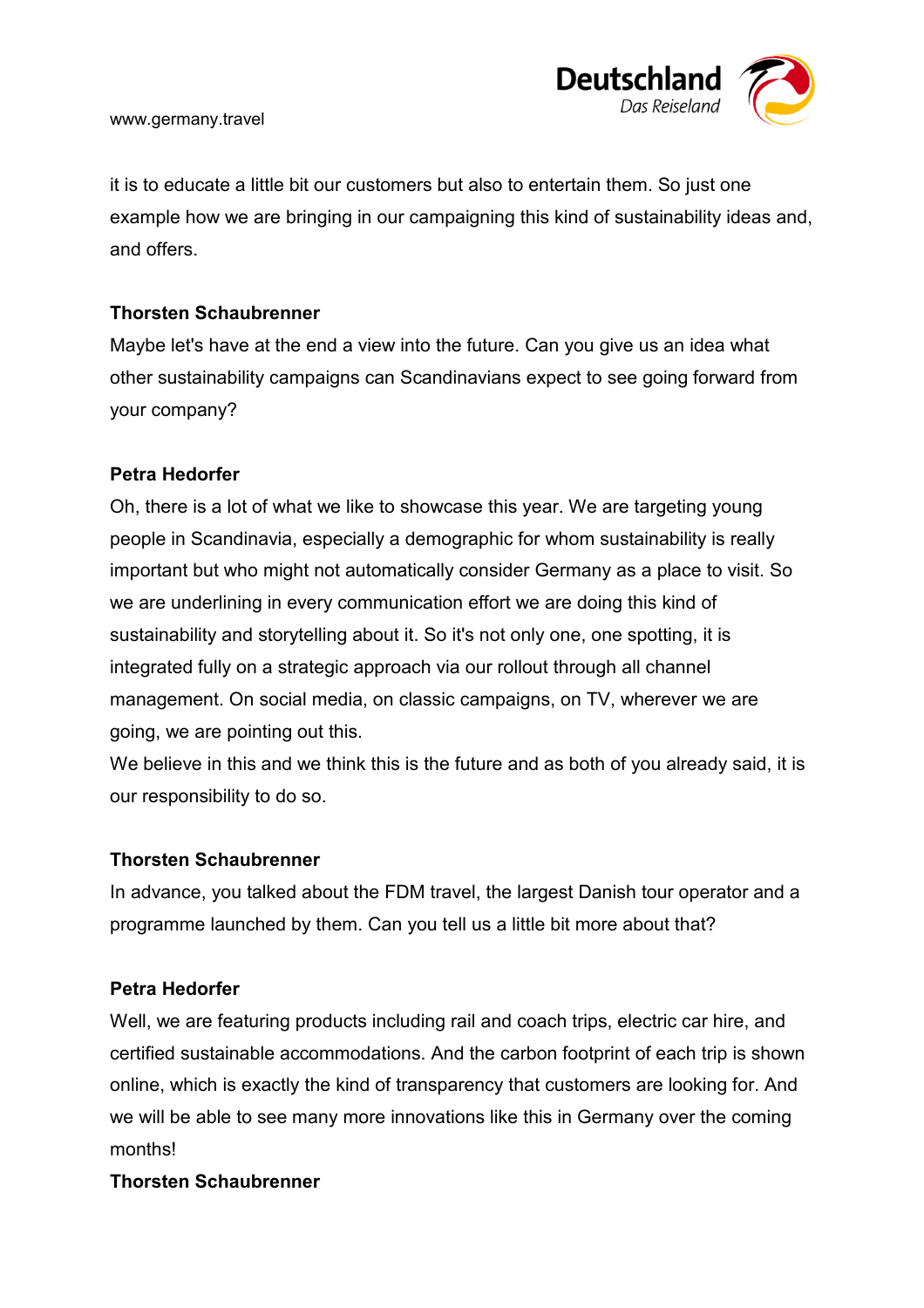it is to educate a little bit our customers but also to entertain them. So just one example how we are bringing in our campaigning this kind of sustainability ideas and, and offers.

**Thorsten Schaubrenner**

Maybe let's have at the end a view into the future. Can you give us an idea what other sustainability campaigns can Scandinavians expect to see going forward from your company?

**Petra Hedorfer**

Oh, there is a lot of what we like to showcase this year. We are targeting young people in Scandinavia, especially a demographic for whom sustainability is really important but who might not automatically consider Germany as a place to visit. So we are underlining in every communication effort we are doing this kind of sustainability and storytelling about it. So it's not only one, one spotting, it is integrated fully on a strategic approach via our rollout through all channel management. On social media, on classic campaigns, on TV, wherever we are going, we are pointing out this.

We believe in this and we think this is the future and as both of you already said, it is our responsibility to do so.

**Thorsten Schaubrenner**

In advance, you talked about the FDM travel, the largest Danish tour operator and a programme launched by them. Can you tell us a little bit more about that?

**Petra Hedorfer**

Well, we are featuring products including rail and coach trips, electric car hire, and certified sustainable accommodations. And the carbon footprint of each trip is shown online, which is exactly the kind of transparency that customers are looking for. And we will be able to see many more innovations like this in Germany over the coming months!

**Thorsten Schaubrenner**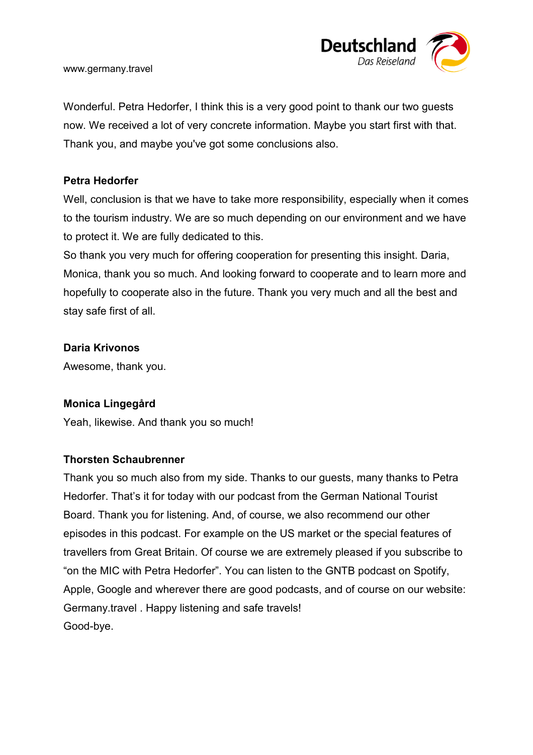Wonderful. Petra Hedorfer, I think this is a very good point to thank our two guests now. We received a lot of very concrete information. Maybe you start first with that. Thank you, and maybe you've got some conclusions also.

**Petra Hedorfer**

Well, conclusion is that we have to take more responsibility, especially when it comes to the tourism industry. We are so much depending on our environment and we have to protect it. We are fully dedicated to this.
So thank you very much for offering cooperation for presenting this insight. Daria, Monica, thank you so much. And looking forward to cooperate and to learn more and hopefully to cooperate also in the future. Thank you very much and all the best and stay safe first of all.

**Daria Krivonos**

Awesome, thank you.

**Monica Lingegård**

Yeah, likewise. And thank you so much!

**Thorsten Schaubrenner**

Thank you so much also from my side. Thanks to our guests, many thanks to Petra Hedorfer. That's it for today with our podcast from the German National Tourist Board. Thank you for listening. And, of course, we also recommend our other episodes in this podcast. For example on the US market or the special features of travellers from Great Britain. Of course we are extremely pleased if you subscribe to "on the MIC with Petra Hedorfer". You can listen to the GNTB podcast on Spotify, Apple, Google and wherever there are good podcasts, and of course on our website: Germany.travel . Happy listening and safe travels!
Good-bye.